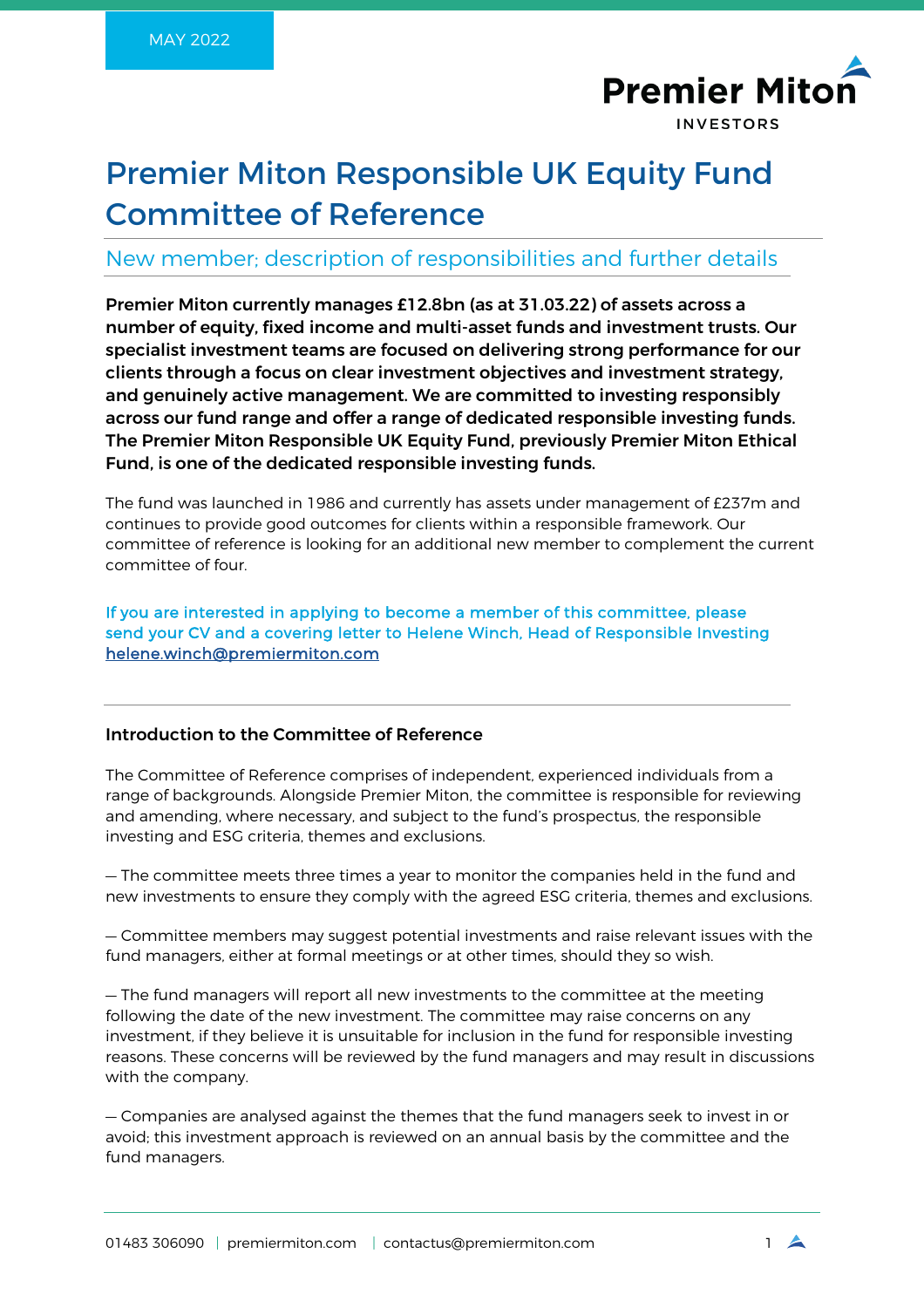MAY 2022

Premier Miton INVESTORS

# Premier Miton Responsible UK Equity Fund Committee of Reference

## New member; description of responsibilities and further details

**Premier Miton currently manages £12.8bn (as at 31.03.22) of assets across a number of equity, fixed income and multi-asset funds and investment trusts. Our specialist investment teams are focused on delivering strong performance for our clients through a focus on clear investment objectives and investment strategy, and genuinely active management. We are committed to investing responsibly across our fund range and offer a range of dedicated responsible investing funds. The Premier Miton Responsible UK Equity Fund, previously Premier Miton Ethical Fund, is one of the dedicated responsible investing funds.**

The fund was launched in 1986 and currently has assets under management of £237m and continues to provide good outcomes for clients within a responsible framework. Our committee of reference is looking for an additional new member to complement the current committee of four.

If you are interested in applying to become a member of this committee, please send your CV and a covering letter to Helene Winch, Head of Responsible Investing helene.winch@premiermiton.com

### Introduction to the Committee of Reference

The Committee of Reference comprises of independent, experienced individuals from a range of backgrounds. Alongside Premier Miton, the committee is responsible for reviewing and amending, where necessary, and subject to the fund's prospectus, the responsible investing and ESG criteria, themes and exclusions.

— The committee meets three times a year to monitor the companies held in the fund and new investments to ensure they comply with the agreed ESG criteria, themes and exclusions.

— Committee members may suggest potential investments and raise relevant issues with the fund managers, either at formal meetings or at other times, should they so wish.

— The fund managers will report all new investments to the committee at the meeting following the date of the new investment. The committee may raise concerns on any investment, if they believe it is unsuitable for inclusion in the fund for responsible investing reasons. These concerns will be reviewed by the fund managers and may result in discussions with the company.

— Companies are analysed against the themes that the fund managers seek to invest in or avoid; this investment approach is reviewed on an annual basis by the committee and the fund managers.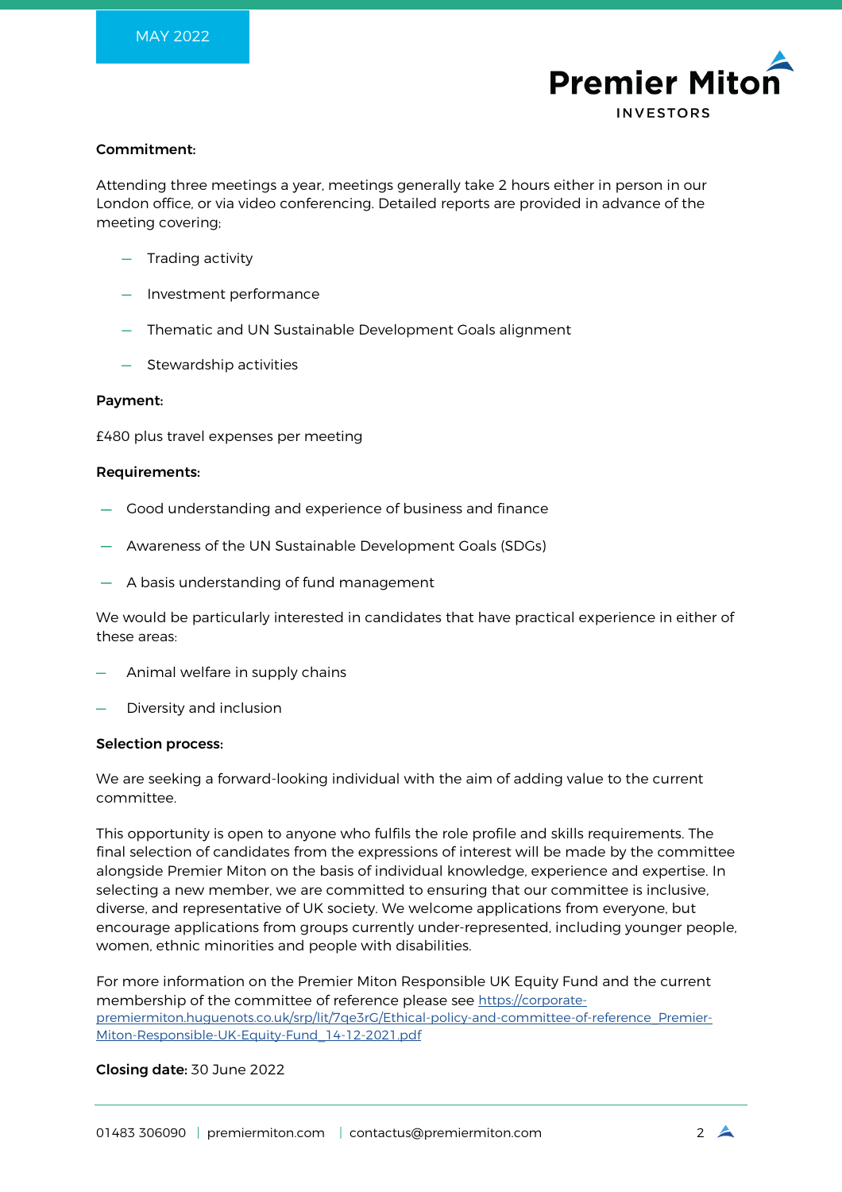**Commitment:**

Attending three meetings a year, meetings generally take 2 hours either in person in our London office, or via video conferencing. Detailed reports are provided in advance of the meeting covering;

- Trading activity
- Investment performance
- Thematic and UN Sustainable Development Goals alignment
- Stewardship activities

**Payment:**

£480 plus travel expenses per meeting

**Requirements:**

- Good understanding and experience of business and finance
- Awareness of the UN Sustainable Development Goals (SDGs)
- A basis understanding of fund management

We would be particularly interested in candidates that have practical experience in either of these areas:

- Animal welfare in supply chains
- Diversity and inclusion

**Selection process:**

We are seeking a forward-looking individual with the aim of adding value to the current committee.

This opportunity is open to anyone who fulfils the role profile and skills requirements. The final selection of candidates from the expressions of interest will be made by the committee alongside Premier Miton on the basis of individual knowledge, experience and expertise. In selecting a new member, we are committed to ensuring that our committee is inclusive, diverse, and representative of UK society. We welcome applications from everyone, but encourage applications from groups currently under-represented, including younger people, women, ethnic minorities and people with disabilities.

For more information on the Premier Miton Responsible UK Equity Fund and the current membership of the committee of reference please see https://corporate-premiermiton.huguenots.co.uk/srp/lit/7qe3rG/Ethical-policy-and-committee-of-reference_Premier-Miton-Responsible-UK-Equity-Fund_14-12-2021.pdf

**Closing date:** 30 June 2022